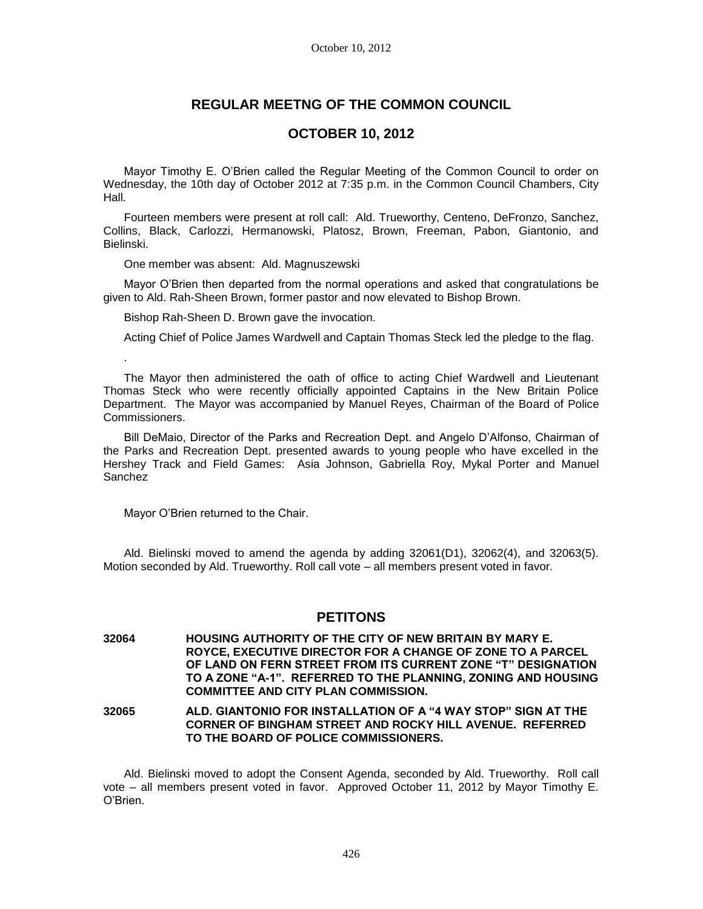## REGULAR MEETNG OF THE COMMON COUNCIL

## OCTOBER 10, 2012

Mayor Timothy E. O'Brien called the Regular Meeting of the Common Council to order on Wednesday, the 10th day of October 2012 at 7:35 p.m. in the Common Council Chambers, City Hall.

Fourteen members were present at roll call: Ald. Trueworthy, Centeno, DeFronzo, Sanchez, Collins, Black, Carlozzi, Hermanowski, Platosz, Brown, Freeman, Pabon, Giantonio, and Bielinski.

One member was absent: Ald. Magnuszewski

Mayor O'Brien then departed from the normal operations and asked that congratulations be given to Ald. Rah-Sheen Brown, former pastor and now elevated to Bishop Brown.

Bishop Rah-Sheen D. Brown gave the invocation.

Acting Chief of Police James Wardwell and Captain Thomas Steck led the pledge to the flag.

.

The Mayor then administered the oath of office to acting Chief Wardwell and Lieutenant Thomas Steck who were recently officially appointed Captains in the New Britain Police Department. The Mayor was accompanied by Manuel Reyes, Chairman of the Board of Police Commissioners.

Bill DeMaio, Director of the Parks and Recreation Dept. and Angelo D'Alfonso, Chairman of the Parks and Recreation Dept. presented awards to young people who have excelled in the Hershey Track and Field Games: Asia Johnson, Gabriella Roy, Mykal Porter and Manuel Sanchez

Mayor O'Brien returned to the Chair.

Ald. Bielinski moved to amend the agenda by adding 32061(D1), 32062(4), and 32063(5). Motion seconded by Ald. Trueworthy. Roll call vote – all members present voted in favor.

## PETITONS

**32064 HOUSING AUTHORITY OF THE CITY OF NEW BRITAIN BY MARY E. ROYCE, EXECUTIVE DIRECTOR FOR A CHANGE OF ZONE TO A PARCEL OF LAND ON FERN STREET FROM ITS CURRENT ZONE "T" DESIGNATION TO A ZONE "A-1". REFERRED TO THE PLANNING, ZONING AND HOUSING COMMITTEE AND CITY PLAN COMMISSION.**

**32065 ALD. GIANTONIO FOR INSTALLATION OF A "4 WAY STOP" SIGN AT THE CORNER OF BINGHAM STREET AND ROCKY HILL AVENUE. REFERRED TO THE BOARD OF POLICE COMMISSIONERS.**

Ald. Bielinski moved to adopt the Consent Agenda, seconded by Ald. Trueworthy. Roll call vote – all members present voted in favor. Approved October 11, 2012 by Mayor Timothy E. O'Brien.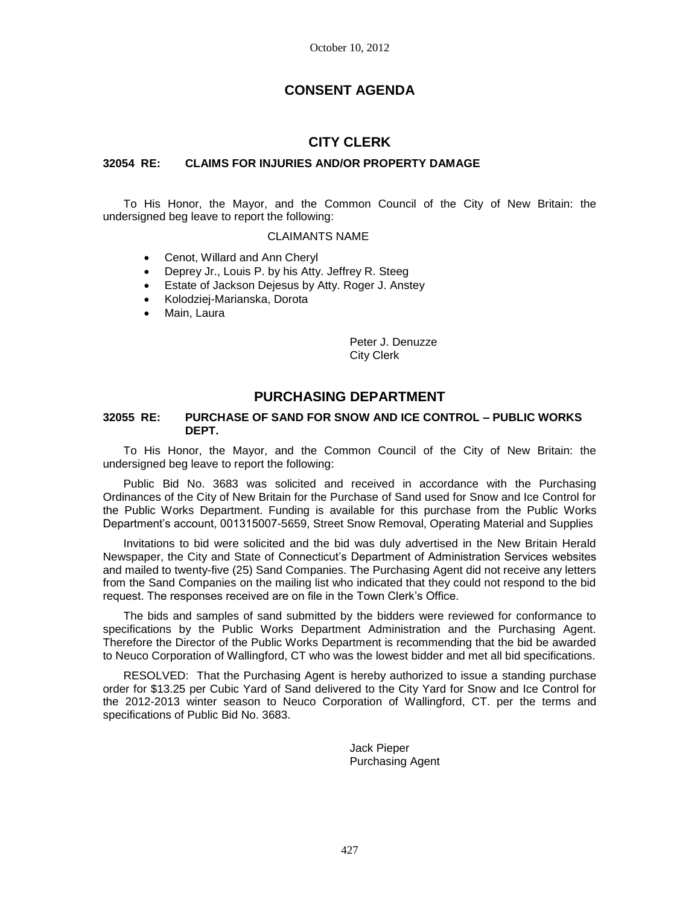October 10, 2012

# CONSENT AGENDA

## CITY CLERK

### 32054 RE: CLAIMS FOR INJURIES AND/OR PROPERTY DAMAGE

To His Honor, the Mayor, and the Common Council of the City of New Britain: the undersigned beg leave to report the following:

CLAIMANTS NAME

- Cenot, Willard and Ann Cheryl
- Deprey Jr., Louis P. by his Atty. Jeffrey R. Steeg
- Estate of Jackson Dejesus by Atty. Roger J. Anstey
- Kolodziej-Marianska, Dorota
- Main, Laura

Peter J. Denuzze
City Clerk

## PURCHASING DEPARTMENT

### 32055 RE: PURCHASE OF SAND FOR SNOW AND ICE CONTROL – PUBLIC WORKS DEPT.

To His Honor, the Mayor, and the Common Council of the City of New Britain: the undersigned beg leave to report the following:

Public Bid No. 3683 was solicited and received in accordance with the Purchasing Ordinances of the City of New Britain for the Purchase of Sand used for Snow and Ice Control for the Public Works Department. Funding is available for this purchase from the Public Works Department's account, 001315007-5659, Street Snow Removal, Operating Material and Supplies

Invitations to bid were solicited and the bid was duly advertised in the New Britain Herald Newspaper, the City and State of Connecticut's Department of Administration Services websites and mailed to twenty-five (25) Sand Companies. The Purchasing Agent did not receive any letters from the Sand Companies on the mailing list who indicated that they could not respond to the bid request. The responses received are on file in the Town Clerk's Office.

The bids and samples of sand submitted by the bidders were reviewed for conformance to specifications by the Public Works Department Administration and the Purchasing Agent. Therefore the Director of the Public Works Department is recommending that the bid be awarded to Neuco Corporation of Wallingford, CT who was the lowest bidder and met all bid specifications.

RESOLVED: That the Purchasing Agent is hereby authorized to issue a standing purchase order for $13.25 per Cubic Yard of Sand delivered to the City Yard for Snow and Ice Control for the 2012-2013 winter season to Neuco Corporation of Wallingford, CT. per the terms and specifications of Public Bid No. 3683.

Jack Pieper
Purchasing Agent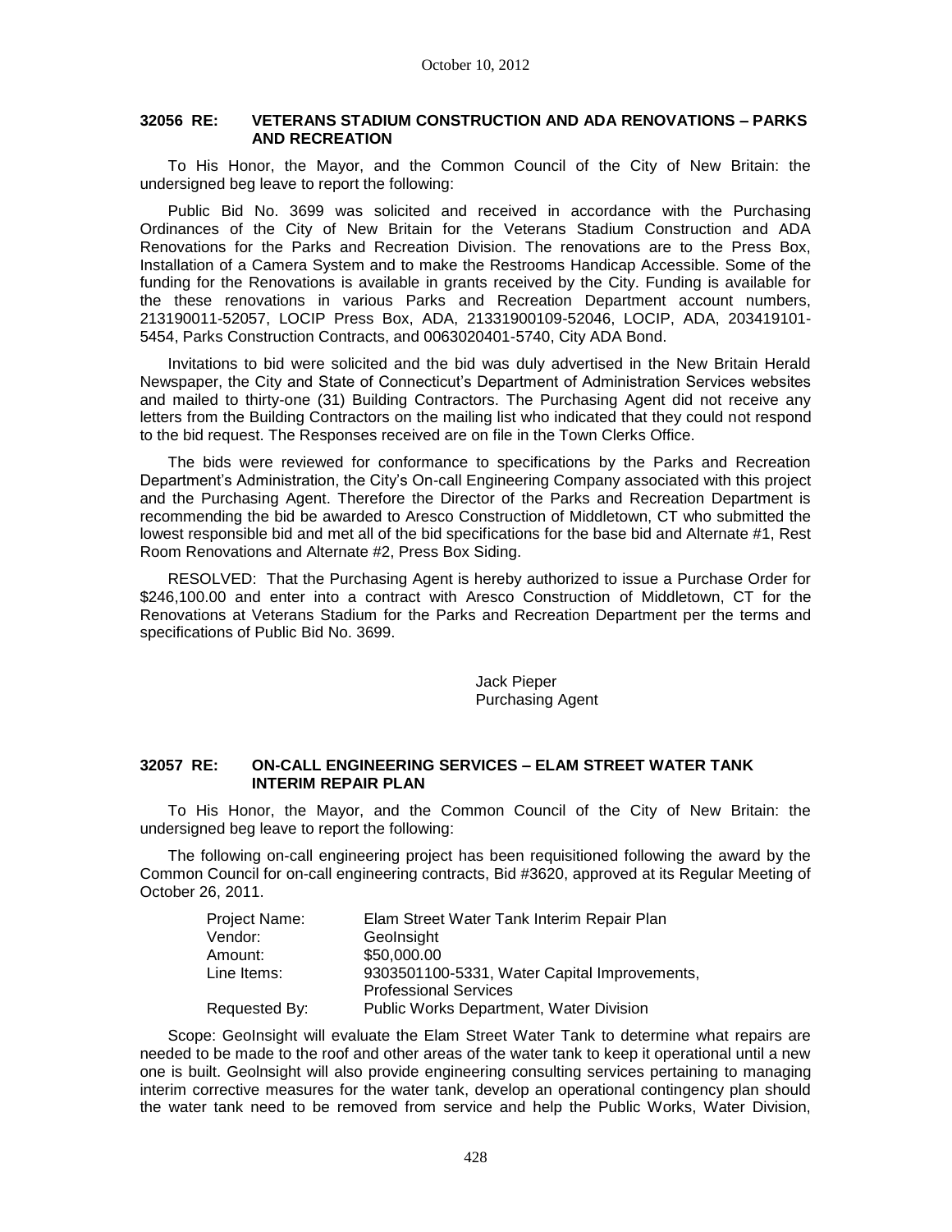### 32056 RE: VETERANS STADIUM CONSTRUCTION AND ADA RENOVATIONS – PARKS AND RECREATION

To His Honor, the Mayor, and the Common Council of the City of New Britain: the undersigned beg leave to report the following:

Public Bid No. 3699 was solicited and received in accordance with the Purchasing Ordinances of the City of New Britain for the Veterans Stadium Construction and ADA Renovations for the Parks and Recreation Division. The renovations are to the Press Box, Installation of a Camera System and to make the Restrooms Handicap Accessible. Some of the funding for the Renovations is available in grants received by the City. Funding is available for the these renovations in various Parks and Recreation Department account numbers, 213190011-52057, LOCIP Press Box, ADA, 21331900109-52046, LOCIP, ADA, 203419101-5454, Parks Construction Contracts, and 0063020401-5740, City ADA Bond.

Invitations to bid were solicited and the bid was duly advertised in the New Britain Herald Newspaper, the City and State of Connecticut's Department of Administration Services websites and mailed to thirty-one (31) Building Contractors. The Purchasing Agent did not receive any letters from the Building Contractors on the mailing list who indicated that they could not respond to the bid request. The Responses received are on file in the Town Clerks Office.

The bids were reviewed for conformance to specifications by the Parks and Recreation Department's Administration, the City's On-call Engineering Company associated with this project and the Purchasing Agent. Therefore the Director of the Parks and Recreation Department is recommending the bid be awarded to Aresco Construction of Middletown, CT who submitted the lowest responsible bid and met all of the bid specifications for the base bid and Alternate #1, Rest Room Renovations and Alternate #2, Press Box Siding.

RESOLVED: That the Purchasing Agent is hereby authorized to issue a Purchase Order for $246,100.00 and enter into a contract with Aresco Construction of Middletown, CT for the Renovations at Veterans Stadium for the Parks and Recreation Department per the terms and specifications of Public Bid No. 3699.

Jack Pieper
Purchasing Agent

### 32057 RE: ON-CALL ENGINEERING SERVICES – ELAM STREET WATER TANK INTERIM REPAIR PLAN

To His Honor, the Mayor, and the Common Council of the City of New Britain: the undersigned beg leave to report the following:

The following on-call engineering project has been requisitioned following the award by the Common Council for on-call engineering contracts, Bid #3620, approved at its Regular Meeting of October 26, 2011.

| | |
|---|---|
| Project Name: | Elam Street Water Tank Interim Repair Plan |
| Vendor: | GeoInsight |
| Amount: | $50,000.00 |
| Line Items: | 9303501100-5331, Water Capital Improvements, Professional Services |
| Requested By: | Public Works Department, Water Division |

Scope: GeoInsight will evaluate the Elam Street Water Tank to determine what repairs are needed to be made to the roof and other areas of the water tank to keep it operational until a new one is built. GeoInsight will also provide engineering consulting services pertaining to managing interim corrective measures for the water tank, develop an operational contingency plan should the water tank need to be removed from service and help the Public Works, Water Division,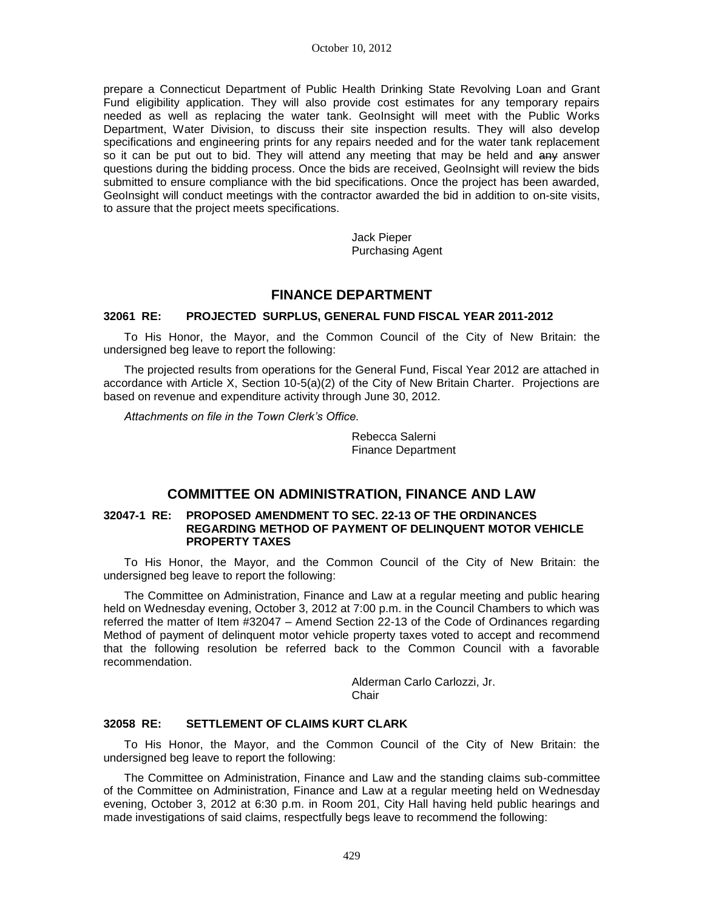prepare a Connecticut Department of Public Health Drinking State Revolving Loan and Grant Fund eligibility application. They will also provide cost estimates for any temporary repairs needed as well as replacing the water tank. GeoInsight will meet with the Public Works Department, Water Division, to discuss their site inspection results. They will also develop specifications and engineering prints for any repairs needed and for the water tank replacement so it can be put out to bid. They will attend any meeting that may be held and ~~any~~ answer questions during the bidding process. Once the bids are received, GeoInsight will review the bids submitted to ensure compliance with the bid specifications. Once the project has been awarded, GeoInsight will conduct meetings with the contractor awarded the bid in addition to on-site visits, to assure that the project meets specifications.

Jack Pieper
Purchasing Agent

## FINANCE DEPARTMENT

### 32061 RE: PROJECTED SURPLUS, GENERAL FUND FISCAL YEAR 2011-2012

To His Honor, the Mayor, and the Common Council of the City of New Britain: the undersigned beg leave to report the following:

The projected results from operations for the General Fund, Fiscal Year 2012 are attached in accordance with Article X, Section 10-5(a)(2) of the City of New Britain Charter. Projections are based on revenue and expenditure activity through June 30, 2012.

*Attachments on file in the Town Clerk's Office.*

Rebecca Salerni
Finance Department

## COMMITTEE ON ADMINISTRATION, FINANCE AND LAW

### 32047-1 RE: PROPOSED AMENDMENT TO SEC. 22-13 OF THE ORDINANCES REGARDING METHOD OF PAYMENT OF DELINQUENT MOTOR VEHICLE PROPERTY TAXES

To His Honor, the Mayor, and the Common Council of the City of New Britain: the undersigned beg leave to report the following:

The Committee on Administration, Finance and Law at a regular meeting and public hearing held on Wednesday evening, October 3, 2012 at 7:00 p.m. in the Council Chambers to which was referred the matter of Item #32047 – Amend Section 22-13 of the Code of Ordinances regarding Method of payment of delinquent motor vehicle property taxes voted to accept and recommend that the following resolution be referred back to the Common Council with a favorable recommendation.

Alderman Carlo Carlozzi, Jr.
Chair

### 32058 RE: SETTLEMENT OF CLAIMS KURT CLARK

To His Honor, the Mayor, and the Common Council of the City of New Britain: the undersigned beg leave to report the following:

The Committee on Administration, Finance and Law and the standing claims sub-committee of the Committee on Administration, Finance and Law at a regular meeting held on Wednesday evening, October 3, 2012 at 6:30 p.m. in Room 201, City Hall having held public hearings and made investigations of said claims, respectfully begs leave to recommend the following: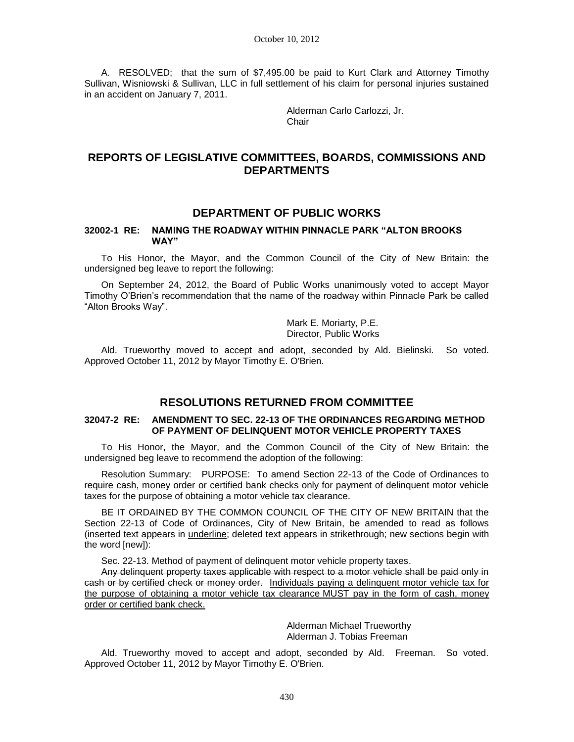A. RESOLVED; that the sum of $7,495.00 be paid to Kurt Clark and Attorney Timothy Sullivan, Wisniowski & Sullivan, LLC in full settlement of his claim for personal injuries sustained in an accident on January 7, 2011.

Alderman Carlo Carlozzi, Jr.
Chair

## REPORTS OF LEGISLATIVE COMMITTEES, BOARDS, COMMISSIONS AND DEPARTMENTS

## DEPARTMENT OF PUBLIC WORKS

### 32002-1 RE: NAMING THE ROADWAY WITHIN PINNACLE PARK "ALTON BROOKS WAY"

To His Honor, the Mayor, and the Common Council of the City of New Britain: the undersigned beg leave to report the following:

On September 24, 2012, the Board of Public Works unanimously voted to accept Mayor Timothy O'Brien's recommendation that the name of the roadway within Pinnacle Park be called "Alton Brooks Way".

Mark E. Moriarty, P.E.
Director, Public Works

Ald. Trueworthy moved to accept and adopt, seconded by Ald. Bielinski. So voted. Approved October 11, 2012 by Mayor Timothy E. O'Brien.

## RESOLUTIONS RETURNED FROM COMMITTEE

### 32047-2 RE: AMENDMENT TO SEC. 22-13 OF THE ORDINANCES REGARDING METHOD OF PAYMENT OF DELINQUENT MOTOR VEHICLE PROPERTY TAXES

To His Honor, the Mayor, and the Common Council of the City of New Britain: the undersigned beg leave to recommend the adoption of the following:

Resolution Summary: PURPOSE: To amend Section 22-13 of the Code of Ordinances to require cash, money order or certified bank checks only for payment of delinquent motor vehicle taxes for the purpose of obtaining a motor vehicle tax clearance.

BE IT ORDAINED BY THE COMMON COUNCIL OF THE CITY OF NEW BRITAIN that the Section 22-13 of Code of Ordinances, City of New Britain, be amended to read as follows (inserted text appears in <u>underline</u>; deleted text appears in ~~strikethrough~~; new sections begin with the word [new]):

Sec. 22-13. Method of payment of delinquent motor vehicle property taxes.

~~Any delinquent property taxes applicable with respect to a motor vehicle shall be paid only in cash or by certified check or money order.~~ <u>Individuals paying a delinquent motor vehicle tax for the purpose of obtaining a motor vehicle tax clearance MUST pay in the form of cash, money order or certified bank check.</u>

Alderman Michael Trueworthy
Alderman J. Tobias Freeman

Ald. Trueworthy moved to accept and adopt, seconded by Ald. Freeman. So voted. Approved October 11, 2012 by Mayor Timothy E. O'Brien.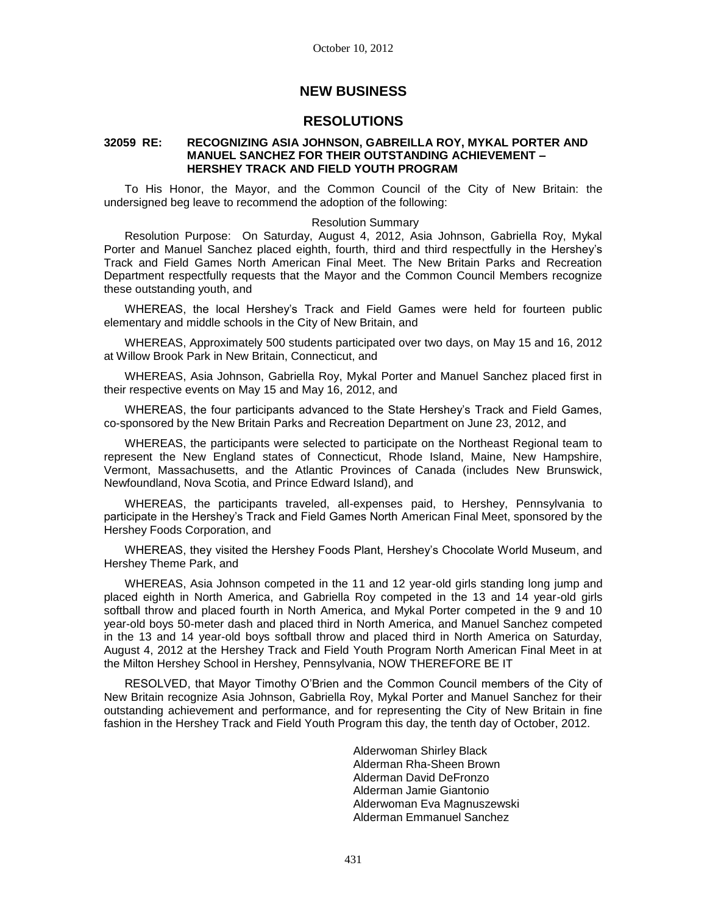October 10, 2012

# NEW BUSINESS

## RESOLUTIONS

**32059 RE: RECOGNIZING ASIA JOHNSON, GABREILLA ROY, MYKAL PORTER AND MANUEL SANCHEZ FOR THEIR OUTSTANDING ACHIEVEMENT – HERSHEY TRACK AND FIELD YOUTH PROGRAM**

To His Honor, the Mayor, and the Common Council of the City of New Britain: the undersigned beg leave to recommend the adoption of the following:

Resolution Summary

Resolution Purpose: On Saturday, August 4, 2012, Asia Johnson, Gabriella Roy, Mykal Porter and Manuel Sanchez placed eighth, fourth, third and third respectfully in the Hershey's Track and Field Games North American Final Meet. The New Britain Parks and Recreation Department respectfully requests that the Mayor and the Common Council Members recognize these outstanding youth, and

WHEREAS, the local Hershey's Track and Field Games were held for fourteen public elementary and middle schools in the City of New Britain, and

WHEREAS, Approximately 500 students participated over two days, on May 15 and 16, 2012 at Willow Brook Park in New Britain, Connecticut, and

WHEREAS, Asia Johnson, Gabriella Roy, Mykal Porter and Manuel Sanchez placed first in their respective events on May 15 and May 16, 2012, and

WHEREAS, the four participants advanced to the State Hershey's Track and Field Games, co-sponsored by the New Britain Parks and Recreation Department on June 23, 2012, and

WHEREAS, the participants were selected to participate on the Northeast Regional team to represent the New England states of Connecticut, Rhode Island, Maine, New Hampshire, Vermont, Massachusetts, and the Atlantic Provinces of Canada (includes New Brunswick, Newfoundland, Nova Scotia, and Prince Edward Island), and

WHEREAS, the participants traveled, all-expenses paid, to Hershey, Pennsylvania to participate in the Hershey's Track and Field Games North American Final Meet, sponsored by the Hershey Foods Corporation, and

WHEREAS, they visited the Hershey Foods Plant, Hershey's Chocolate World Museum, and Hershey Theme Park, and

WHEREAS, Asia Johnson competed in the 11 and 12 year-old girls standing long jump and placed eighth in North America, and Gabriella Roy competed in the 13 and 14 year-old girls softball throw and placed fourth in North America, and Mykal Porter competed in the 9 and 10 year-old boys 50-meter dash and placed third in North America, and Manuel Sanchez competed in the 13 and 14 year-old boys softball throw and placed third in North America on Saturday, August 4, 2012 at the Hershey Track and Field Youth Program North American Final Meet in at the Milton Hershey School in Hershey, Pennsylvania, NOW THEREFORE BE IT

RESOLVED, that Mayor Timothy O'Brien and the Common Council members of the City of New Britain recognize Asia Johnson, Gabriella Roy, Mykal Porter and Manuel Sanchez for their outstanding achievement and performance, and for representing the City of New Britain in fine fashion in the Hershey Track and Field Youth Program this day, the tenth day of October, 2012.

Alderwoman Shirley Black
Alderman Rha-Sheen Brown
Alderman David DeFronzo
Alderman Jamie Giantonio
Alderwoman Eva Magnuszewski
Alderman Emmanuel Sanchez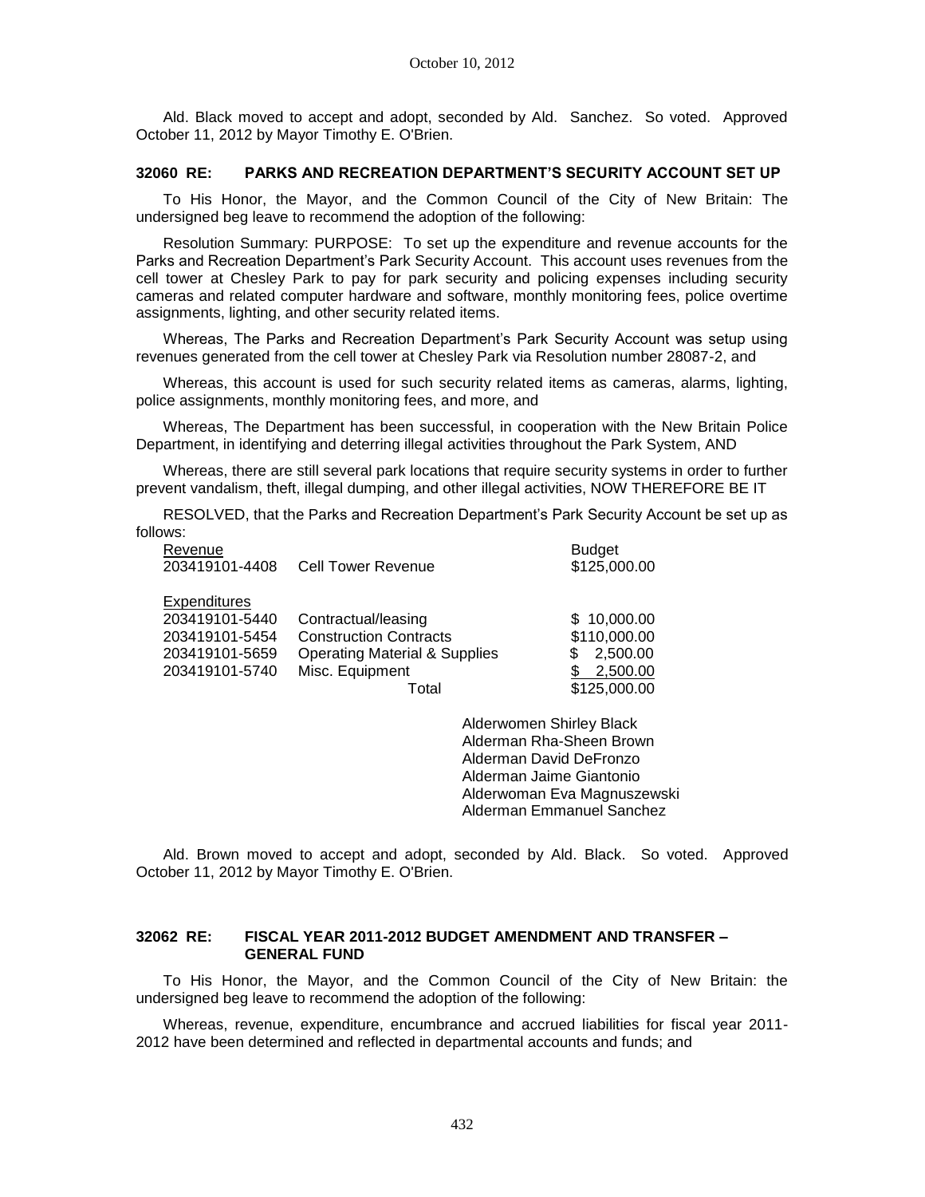Ald. Black moved to accept and adopt, seconded by Ald. Sanchez. So voted. Approved October 11, 2012 by Mayor Timothy E. O'Brien.

## 32060 RE: PARKS AND RECREATION DEPARTMENT'S SECURITY ACCOUNT SET UP

To His Honor, the Mayor, and the Common Council of the City of New Britain: The undersigned beg leave to recommend the adoption of the following:

Resolution Summary: PURPOSE: To set up the expenditure and revenue accounts for the Parks and Recreation Department's Park Security Account. This account uses revenues from the cell tower at Chesley Park to pay for park security and policing expenses including security cameras and related computer hardware and software, monthly monitoring fees, police overtime assignments, lighting, and other security related items.

Whereas, The Parks and Recreation Department's Park Security Account was setup using revenues generated from the cell tower at Chesley Park via Resolution number 28087-2, and

Whereas, this account is used for such security related items as cameras, alarms, lighting, police assignments, monthly monitoring fees, and more, and

Whereas, The Department has been successful, in cooperation with the New Britain Police Department, in identifying and deterring illegal activities throughout the Park System, AND

Whereas, there are still several park locations that require security systems in order to further prevent vandalism, theft, illegal dumping, and other illegal activities, NOW THEREFORE BE IT

RESOLVED, that the Parks and Recreation Department's Park Security Account be set up as follows:

| Revenue | | Budget |
|---|---|---|
| 203419101-4408 | Cell Tower Revenue | $125,000.00 |
| | | |
| Expenditures | | |
| 203419101-5440 | Contractual/leasing | $ 10,000.00 |
| 203419101-5454 | Construction Contracts | $110,000.00 |
| 203419101-5659 | Operating Material & Supplies | $ 2,500.00 |
| 203419101-5740 | Misc. Equipment | $ 2,500.00 |
| | Total | $125,000.00 |

Alderwomen Shirley Black
Alderman Rha-Sheen Brown
Alderman David DeFronzo
Alderman Jaime Giantonio
Alderwoman Eva Magnuszewski
Alderman Emmanuel Sanchez

Ald. Brown moved to accept and adopt, seconded by Ald. Black. So voted. Approved October 11, 2012 by Mayor Timothy E. O'Brien.

## 32062 RE: FISCAL YEAR 2011-2012 BUDGET AMENDMENT AND TRANSFER – GENERAL FUND

To His Honor, the Mayor, and the Common Council of the City of New Britain: the undersigned beg leave to recommend the adoption of the following:

Whereas, revenue, expenditure, encumbrance and accrued liabilities for fiscal year 2011-2012 have been determined and reflected in departmental accounts and funds; and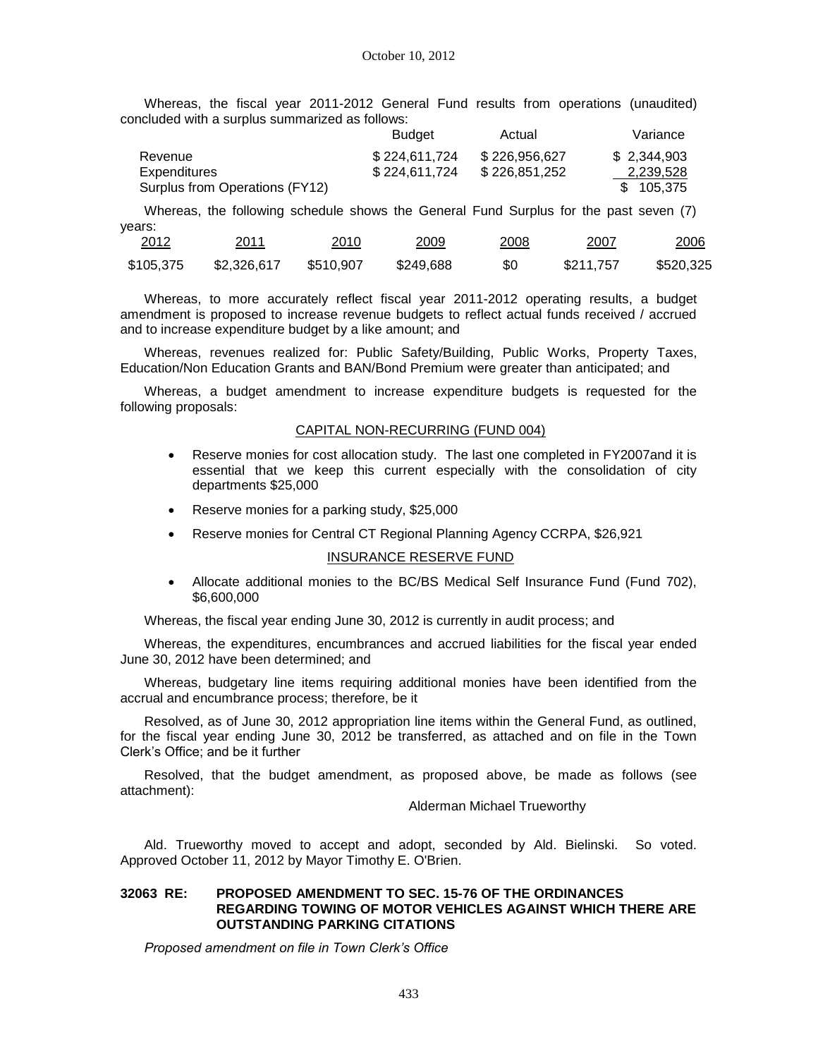October 10, 2012

Whereas, the fiscal year 2011-2012 General Fund results from operations (unaudited) concluded with a surplus summarized as follows:

| | Budget | Actual | Variance |
|---|---|---|---|
| Revenue | $ 224,611,724 | $ 226,956,627 | $ 2,344,903 |
| Expenditures | $ 224,611,724 | $ 226,851,252 | 2,239,528 |
| Surplus from Operations (FY12) | | | $ 105,375 |

Whereas, the following schedule shows the General Fund Surplus for the past seven (7) years:

| 2012 | 2011 | 2010 | 2009 | 2008 | 2007 | 2006 |
|---|---|---|---|---|---|---|
| $105,375 | $2,326,617 | $510,907 | $249,688 | $0 | $211,757 | $520,325 |

Whereas, to more accurately reflect fiscal year 2011-2012 operating results, a budget amendment is proposed to increase revenue budgets to reflect actual funds received / accrued and to increase expenditure budget by a like amount; and

Whereas, revenues realized for: Public Safety/Building, Public Works, Property Taxes, Education/Non Education Grants and BAN/Bond Premium were greater than anticipated; and

Whereas, a budget amendment to increase expenditure budgets is requested for the following proposals:

CAPITAL NON-RECURRING (FUND 004)

- Reserve monies for cost allocation study. The last one completed in FY2007and it is essential that we keep this current especially with the consolidation of city departments $25,000
- Reserve monies for a parking study, $25,000
- Reserve monies for Central CT Regional Planning Agency CCRPA, $26,921

INSURANCE RESERVE FUND

- Allocate additional monies to the BC/BS Medical Self Insurance Fund (Fund 702), $6,600,000

Whereas, the fiscal year ending June 30, 2012 is currently in audit process; and

Whereas, the expenditures, encumbrances and accrued liabilities for the fiscal year ended June 30, 2012 have been determined; and

Whereas, budgetary line items requiring additional monies have been identified from the accrual and encumbrance process; therefore, be it

Resolved, as of June 30, 2012 appropriation line items within the General Fund, as outlined, for the fiscal year ending June 30, 2012 be transferred, as attached and on file in the Town Clerk's Office; and be it further

Resolved, that the budget amendment, as proposed above, be made as follows (see attachment):

Alderman Michael Trueworthy

Ald. Trueworthy moved to accept and adopt, seconded by Ald. Bielinski. So voted. Approved October 11, 2012 by Mayor Timothy E. O'Brien.

**32063 RE: PROPOSED AMENDMENT TO SEC. 15-76 OF THE ORDINANCES REGARDING TOWING OF MOTOR VEHICLES AGAINST WHICH THERE ARE OUTSTANDING PARKING CITATIONS**

*Proposed amendment on file in Town Clerk's Office*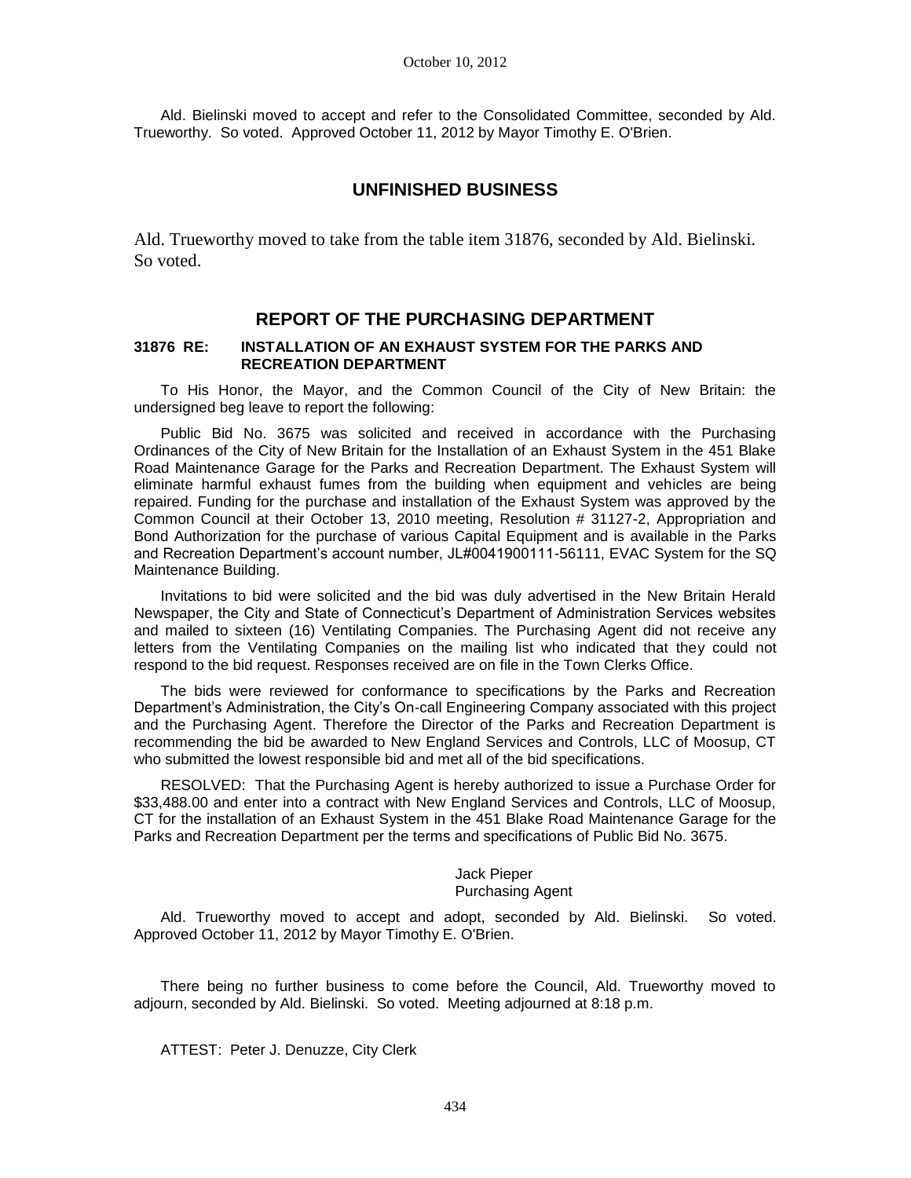Ald. Bielinski moved to accept and refer to the Consolidated Committee, seconded by Ald. Trueworthy. So voted. Approved October 11, 2012 by Mayor Timothy E. O'Brien.

## UNFINISHED BUSINESS

Ald. Trueworthy moved to take from the table item 31876, seconded by Ald. Bielinski. So voted.

## REPORT OF THE PURCHASING DEPARTMENT

### 31876 RE: INSTALLATION OF AN EXHAUST SYSTEM FOR THE PARKS AND RECREATION DEPARTMENT

To His Honor, the Mayor, and the Common Council of the City of New Britain: the undersigned beg leave to report the following:

Public Bid No. 3675 was solicited and received in accordance with the Purchasing Ordinances of the City of New Britain for the Installation of an Exhaust System in the 451 Blake Road Maintenance Garage for the Parks and Recreation Department. The Exhaust System will eliminate harmful exhaust fumes from the building when equipment and vehicles are being repaired. Funding for the purchase and installation of the Exhaust System was approved by the Common Council at their October 13, 2010 meeting, Resolution # 31127-2, Appropriation and Bond Authorization for the purchase of various Capital Equipment and is available in the Parks and Recreation Department's account number, JL#0041900111-56111, EVAC System for the SQ Maintenance Building.

Invitations to bid were solicited and the bid was duly advertised in the New Britain Herald Newspaper, the City and State of Connecticut's Department of Administration Services websites and mailed to sixteen (16) Ventilating Companies. The Purchasing Agent did not receive any letters from the Ventilating Companies on the mailing list who indicated that they could not respond to the bid request. Responses received are on file in the Town Clerks Office.

The bids were reviewed for conformance to specifications by the Parks and Recreation Department's Administration, the City's On-call Engineering Company associated with this project and the Purchasing Agent. Therefore the Director of the Parks and Recreation Department is recommending the bid be awarded to New England Services and Controls, LLC of Moosup, CT who submitted the lowest responsible bid and met all of the bid specifications.

RESOLVED: That the Purchasing Agent is hereby authorized to issue a Purchase Order for $33,488.00 and enter into a contract with New England Services and Controls, LLC of Moosup, CT for the installation of an Exhaust System in the 451 Blake Road Maintenance Garage for the Parks and Recreation Department per the terms and specifications of Public Bid No. 3675.

Jack Pieper
Purchasing Agent

Ald. Trueworthy moved to accept and adopt, seconded by Ald. Bielinski. So voted. Approved October 11, 2012 by Mayor Timothy E. O'Brien.

There being no further business to come before the Council, Ald. Trueworthy moved to adjourn, seconded by Ald. Bielinski. So voted. Meeting adjourned at 8:18 p.m.

ATTEST: Peter J. Denuzze, City Clerk